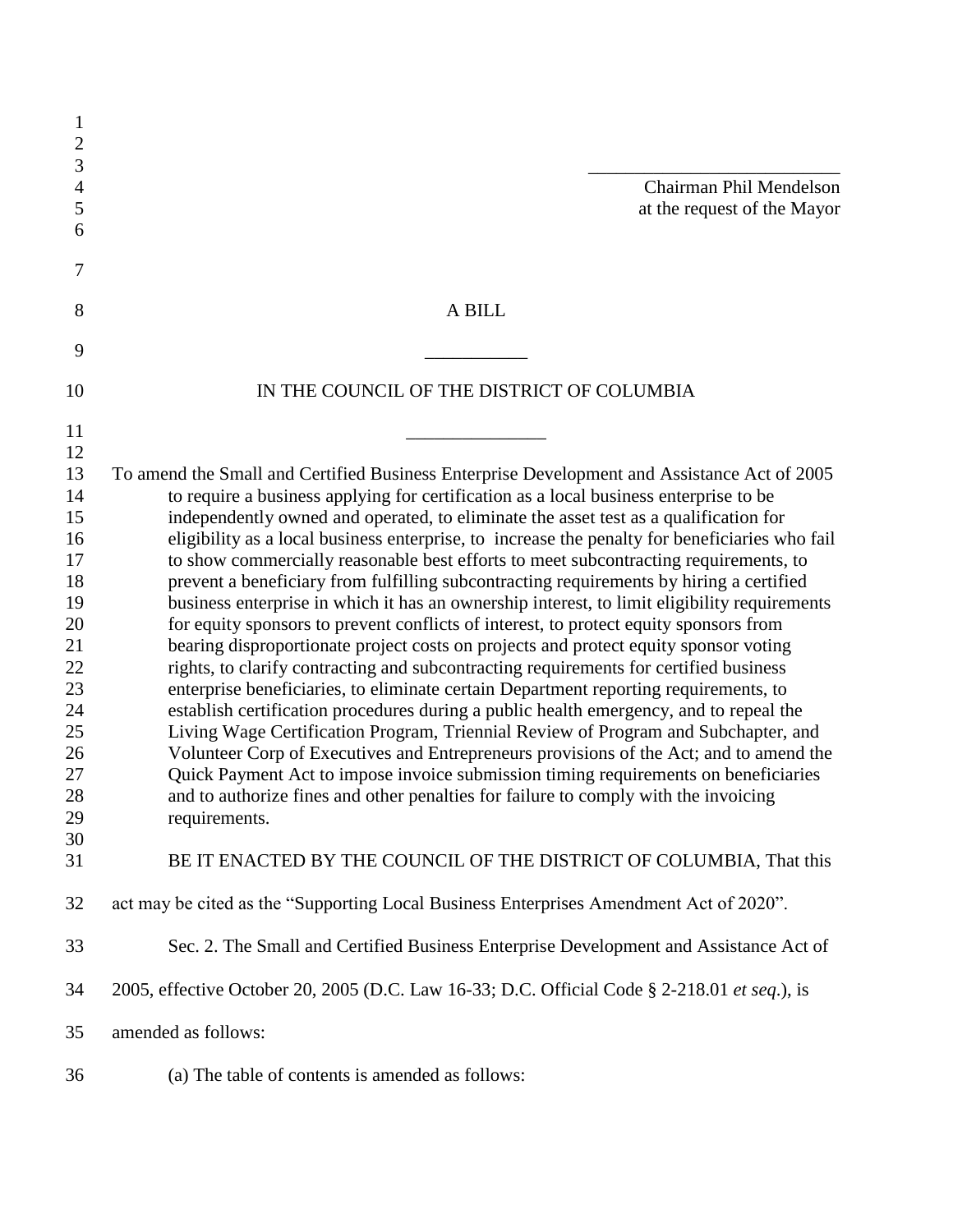\_\_\_\_\_\_\_\_\_\_\_\_\_\_\_\_\_\_\_\_\_\_\_\_\_\_

Chairman Phil Mendelson
at the request of the Mayor

A BILL

\_\_\_\_\_\_\_\_\_\_\_

IN THE COUNCIL OF THE DISTRICT OF COLUMBIA

\_\_\_\_\_\_\_\_\_\_\_\_\_\_\_

To amend the Small and Certified Business Enterprise Development and Assistance Act of 2005 to require a business applying for certification as a local business enterprise to be independently owned and operated, to eliminate the asset test as a qualification for eligibility as a local business enterprise, to increase the penalty for beneficiaries who fail to show commercially reasonable best efforts to meet subcontracting requirements, to prevent a beneficiary from fulfilling subcontracting requirements by hiring a certified business enterprise in which it has an ownership interest, to limit eligibility requirements for equity sponsors to prevent conflicts of interest, to protect equity sponsors from bearing disproportionate project costs on projects and protect equity sponsor voting rights, to clarify contracting and subcontracting requirements for certified business enterprise beneficiaries, to eliminate certain Department reporting requirements, to establish certification procedures during a public health emergency, and to repeal the Living Wage Certification Program, Triennial Review of Program and Subchapter, and Volunteer Corp of Executives and Entrepreneurs provisions of the Act; and to amend the Quick Payment Act to impose invoice submission timing requirements on beneficiaries and to authorize fines and other penalties for failure to comply with the invoicing requirements.

BE IT ENACTED BY THE COUNCIL OF THE DISTRICT OF COLUMBIA, That this act may be cited as the "Supporting Local Business Enterprises Amendment Act of 2020".

Sec. 2. The Small and Certified Business Enterprise Development and Assistance Act of 2005, effective October 20, 2005 (D.C. Law 16-33; D.C. Official Code § 2-218.01 *et seq.*), is amended as follows:

(a) The table of contents is amended as follows: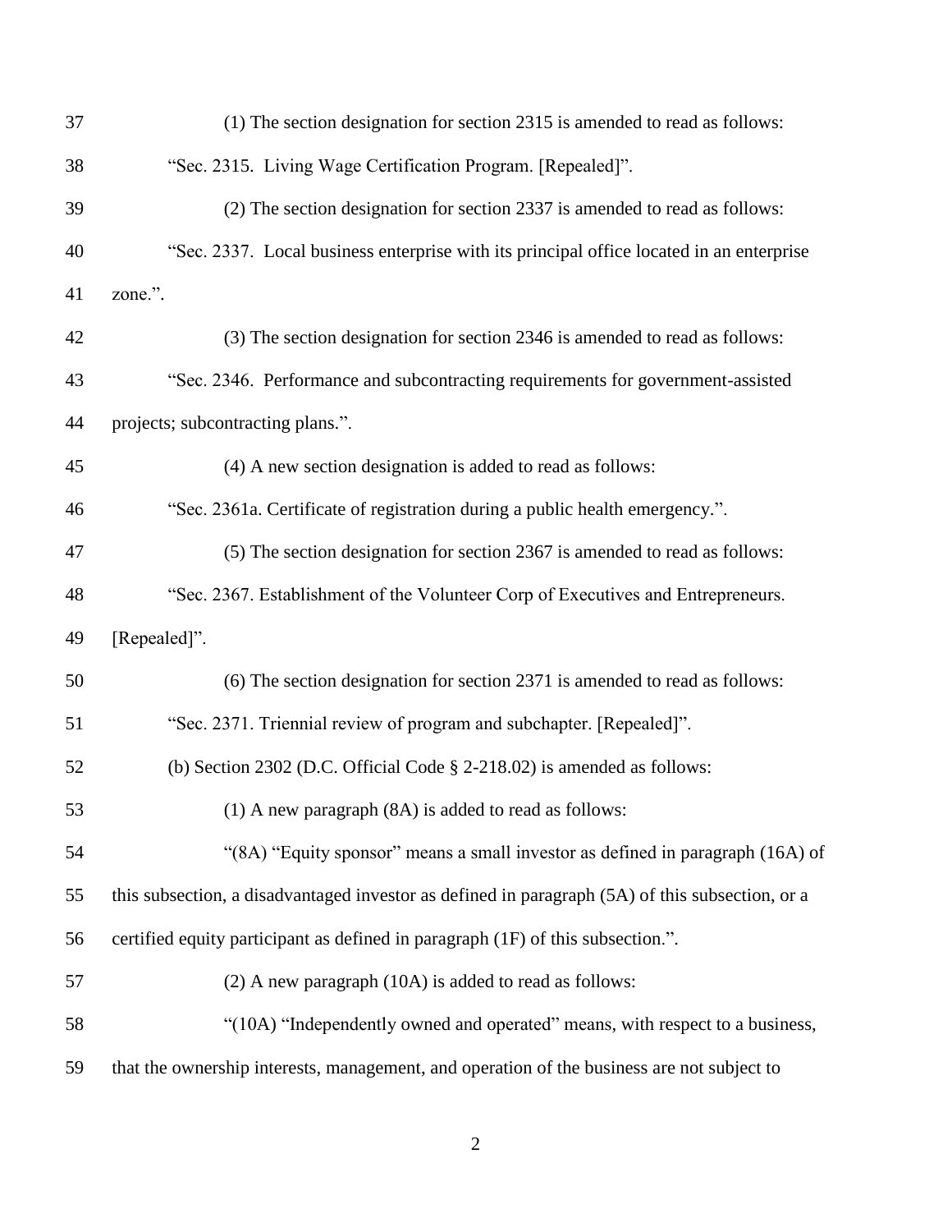(1) The section designation for section 2315 is amended to read as follows:

"Sec. 2315. Living Wage Certification Program. [Repealed]".

(2) The section designation for section 2337 is amended to read as follows:

"Sec. 2337. Local business enterprise with its principal office located in an enterprise zone.".

(3) The section designation for section 2346 is amended to read as follows:

"Sec. 2346. Performance and subcontracting requirements for government-assisted projects; subcontracting plans.".

(4) A new section designation is added to read as follows:

"Sec. 2361a. Certificate of registration during a public health emergency.".

(5) The section designation for section 2367 is amended to read as follows:

"Sec. 2367. Establishment of the Volunteer Corp of Executives and Entrepreneurs. [Repealed]".

(6) The section designation for section 2371 is amended to read as follows:

"Sec. 2371. Triennial review of program and subchapter. [Repealed]".

(b) Section 2302 (D.C. Official Code § 2-218.02) is amended as follows:

(1) A new paragraph (8A) is added to read as follows:

"(8A) "Equity sponsor" means a small investor as defined in paragraph (16A) of this subsection, a disadvantaged investor as defined in paragraph (5A) of this subsection, or a certified equity participant as defined in paragraph (1F) of this subsection.".

(2) A new paragraph (10A) is added to read as follows:

"(10A) "Independently owned and operated" means, with respect to a business, that the ownership interests, management, and operation of the business are not subject to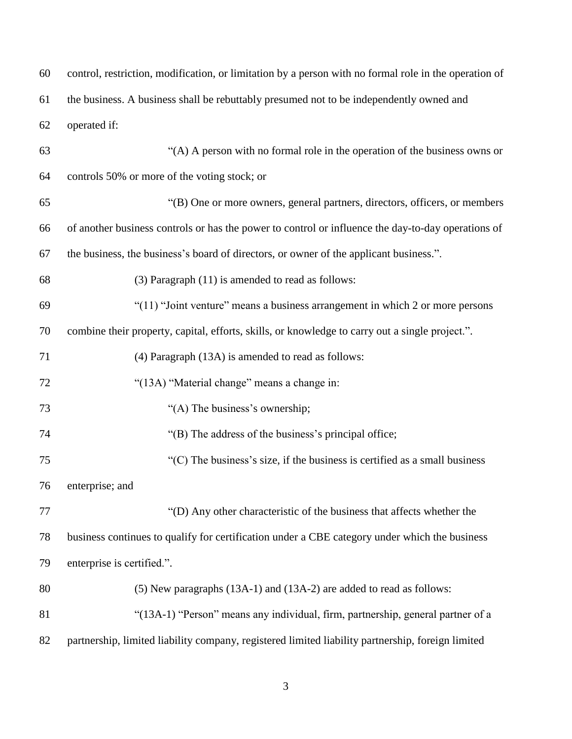control, restriction, modification, or limitation by a person with no formal role in the operation of the business. A business shall be rebuttably presumed not to be independently owned and operated if:

"(A) A person with no formal role in the operation of the business owns or controls 50% or more of the voting stock; or

"(B) One or more owners, general partners, directors, officers, or members of another business controls or has the power to control or influence the day-to-day operations of the business, the business's board of directors, or owner of the applicant business.".

(3) Paragraph (11) is amended to read as follows:

"(11) "Joint venture" means a business arrangement in which 2 or more persons combine their property, capital, efforts, skills, or knowledge to carry out a single project.".

(4) Paragraph (13A) is amended to read as follows:

"(13A) "Material change" means a change in:

"(A) The business's ownership;

"(B) The address of the business's principal office;

"(C) The business's size, if the business is certified as a small business enterprise; and

"(D) Any other characteristic of the business that affects whether the business continues to qualify for certification under a CBE category under which the business enterprise is certified.".

(5) New paragraphs (13A-1) and (13A-2) are added to read as follows:

"(13A-1) "Person" means any individual, firm, partnership, general partner of a partnership, limited liability company, registered limited liability partnership, foreign limited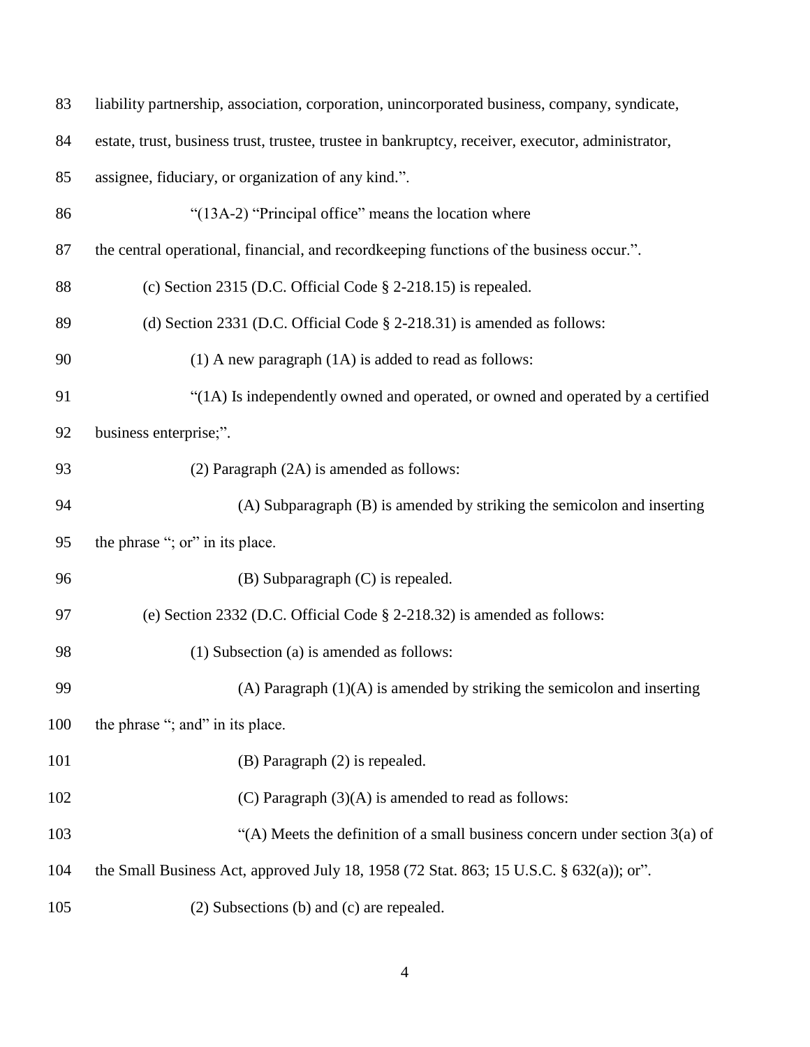liability partnership, association, corporation, unincorporated business, company, syndicate, estate, trust, business trust, trustee, trustee in bankruptcy, receiver, executor, administrator, assignee, fiduciary, or organization of any kind.".

"(13A-2) "Principal office" means the location where the central operational, financial, and recordkeeping functions of the business occur.".

(c) Section 2315 (D.C. Official Code § 2-218.15) is repealed.

(d) Section 2331 (D.C. Official Code § 2-218.31) is amended as follows:

(1) A new paragraph (1A) is added to read as follows:

"(1A) Is independently owned and operated, or owned and operated by a certified business enterprise;".

(2) Paragraph (2A) is amended as follows:

(A) Subparagraph (B) is amended by striking the semicolon and inserting the phrase "; or" in its place.

(B) Subparagraph (C) is repealed.

(e) Section 2332 (D.C. Official Code § 2-218.32) is amended as follows:

(1) Subsection (a) is amended as follows:

(A) Paragraph (1)(A) is amended by striking the semicolon and inserting the phrase "; and" in its place.

(B) Paragraph (2) is repealed.

(C) Paragraph (3)(A) is amended to read as follows:

"(A) Meets the definition of a small business concern under section 3(a) of the Small Business Act, approved July 18, 1958 (72 Stat. 863; 15 U.S.C. § 632(a)); or".

(2) Subsections (b) and (c) are repealed.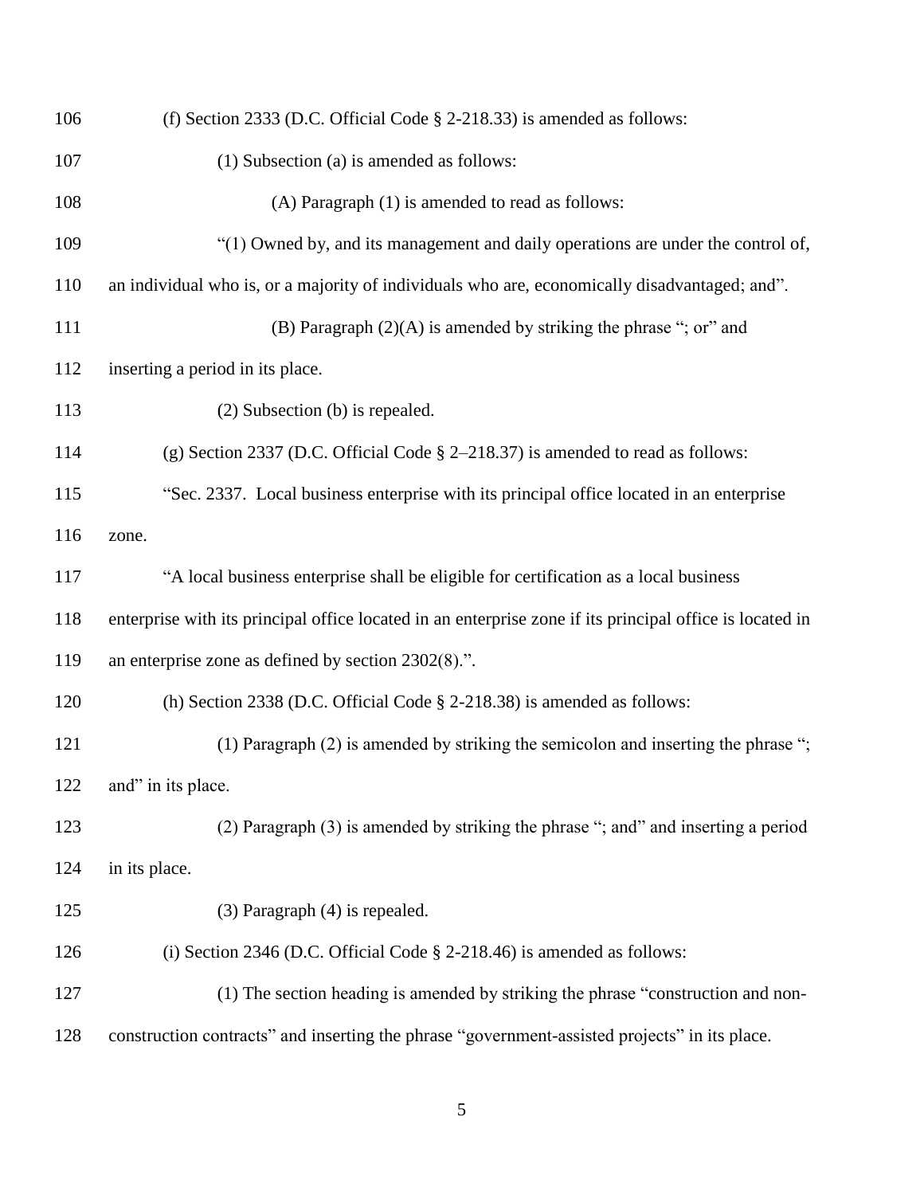(f) Section 2333 (D.C. Official Code § 2-218.33) is amended as follows:

(1) Subsection (a) is amended as follows:

(A) Paragraph (1) is amended to read as follows:

"(1) Owned by, and its management and daily operations are under the control of, an individual who is, or a majority of individuals who are, economically disadvantaged; and".

(B) Paragraph (2)(A) is amended by striking the phrase "; or" and inserting a period in its place.

(2) Subsection (b) is repealed.

(g) Section 2337 (D.C. Official Code § 2–218.37) is amended to read as follows:

"Sec. 2337. Local business enterprise with its principal office located in an enterprise zone.

"A local business enterprise shall be eligible for certification as a local business enterprise with its principal office located in an enterprise zone if its principal office is located in an enterprise zone as defined by section 2302(8).".

(h) Section 2338 (D.C. Official Code § 2-218.38) is amended as follows:

(1) Paragraph (2) is amended by striking the semicolon and inserting the phrase "; and" in its place.

(2) Paragraph (3) is amended by striking the phrase "; and" and inserting a period in its place.

(3) Paragraph (4) is repealed.

(i) Section 2346 (D.C. Official Code § 2-218.46) is amended as follows:

(1) The section heading is amended by striking the phrase "construction and non-construction contracts" and inserting the phrase "government-assisted projects" in its place.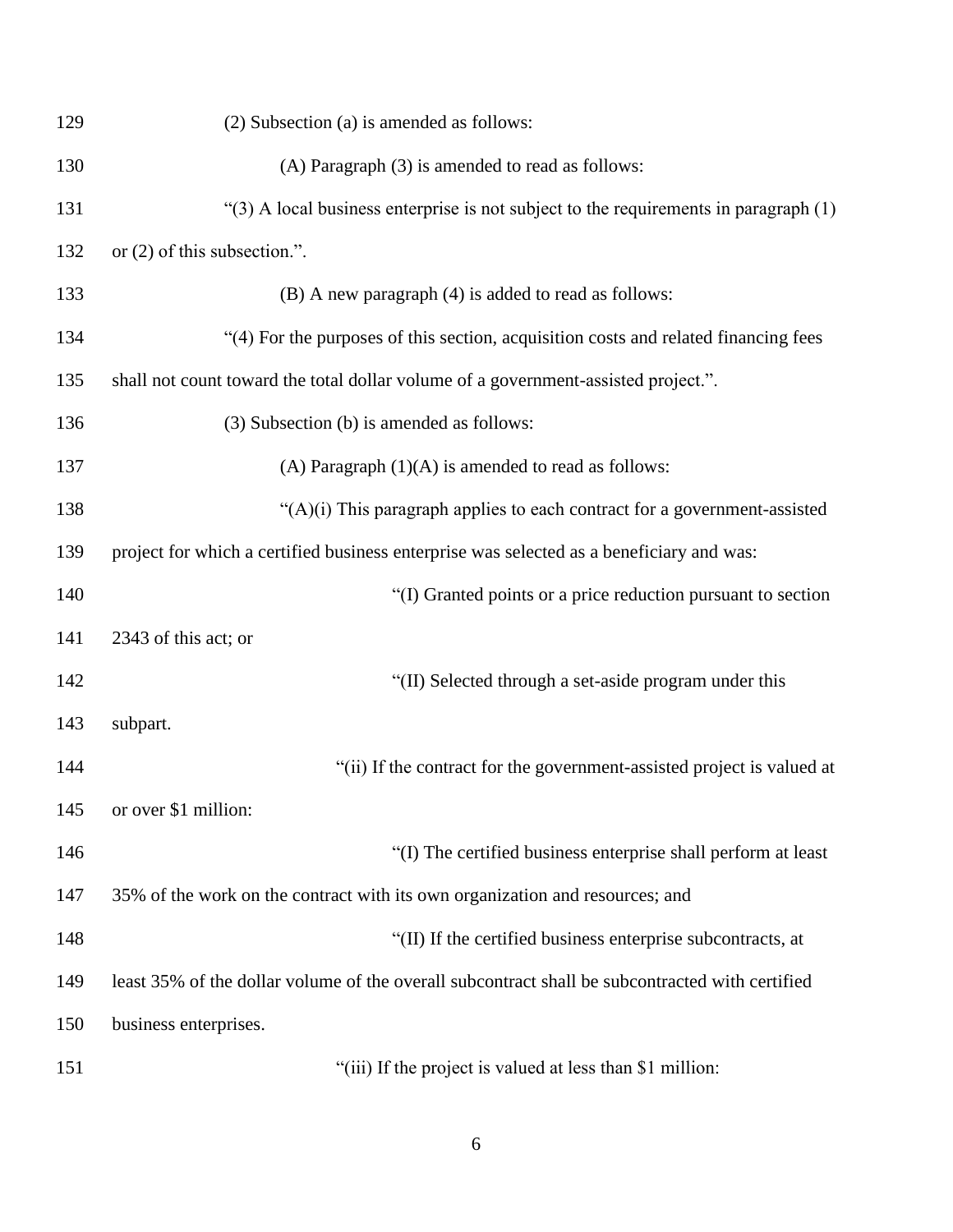(2) Subsection (a) is amended as follows:

(A) Paragraph (3) is amended to read as follows:

"(3) A local business enterprise is not subject to the requirements in paragraph (1) or (2) of this subsection.".

(B) A new paragraph (4) is added to read as follows:

"(4) For the purposes of this section, acquisition costs and related financing fees shall not count toward the total dollar volume of a government-assisted project.".

(3) Subsection (b) is amended as follows:

(A) Paragraph (1)(A) is amended to read as follows:

"(A)(i) This paragraph applies to each contract for a government-assisted project for which a certified business enterprise was selected as a beneficiary and was:

"(I) Granted points or a price reduction pursuant to section 2343 of this act; or

"(II) Selected through a set-aside program under this subpart.

"(ii) If the contract for the government-assisted project is valued at or over $1 million:

"(I) The certified business enterprise shall perform at least 35% of the work on the contract with its own organization and resources; and

"(II) If the certified business enterprise subcontracts, at least 35% of the dollar volume of the overall subcontract shall be subcontracted with certified business enterprises.

"(iii) If the project is valued at less than $1 million: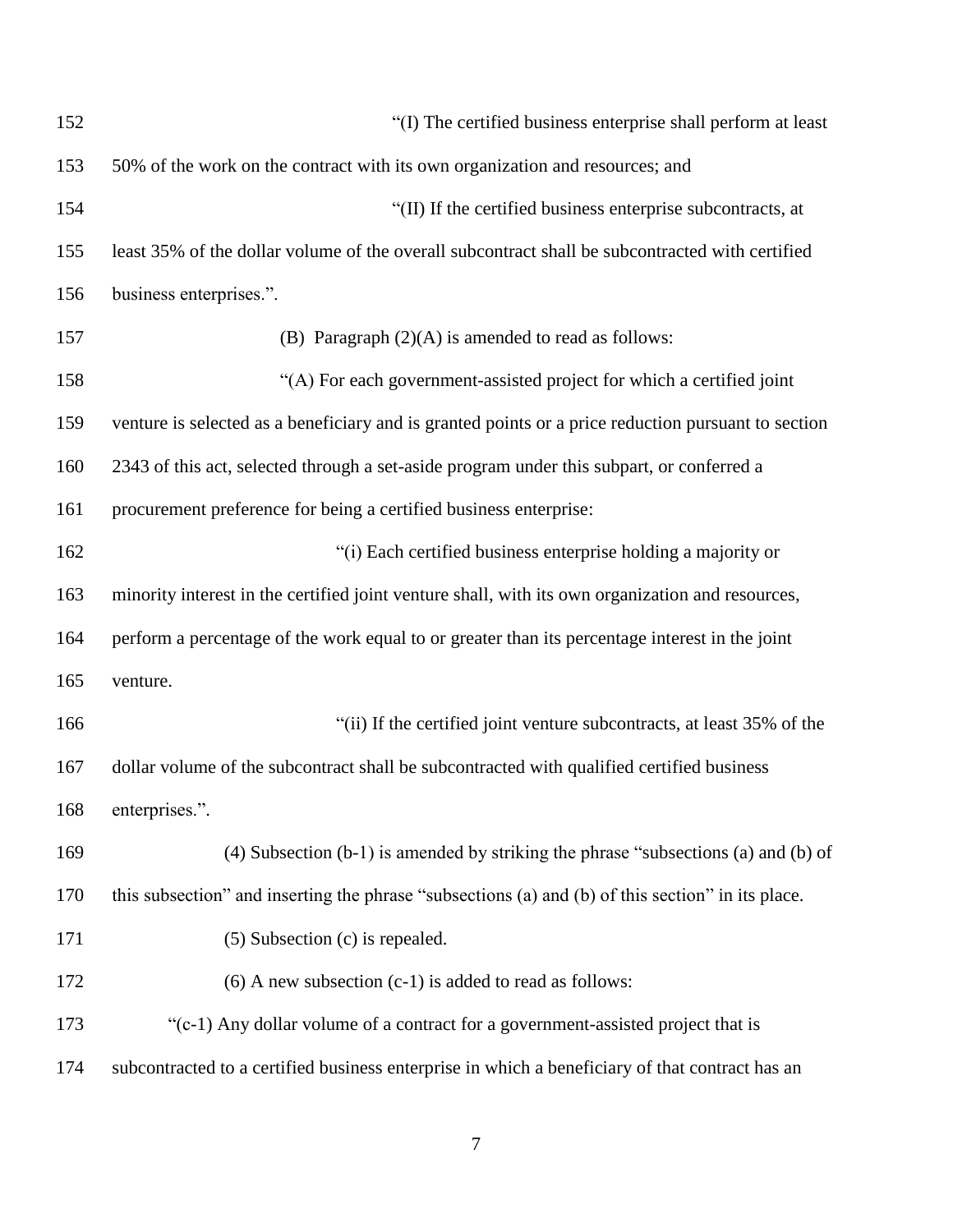"(I) The certified business enterprise shall perform at least 50% of the work on the contract with its own organization and resources; and

"(II) If the certified business enterprise subcontracts, at least 35% of the dollar volume of the overall subcontract shall be subcontracted with certified business enterprises.".

(B) Paragraph (2)(A) is amended to read as follows:

"(A) For each government-assisted project for which a certified joint venture is selected as a beneficiary and is granted points or a price reduction pursuant to section 2343 of this act, selected through a set-aside program under this subpart, or conferred a procurement preference for being a certified business enterprise:

"(i) Each certified business enterprise holding a majority or minority interest in the certified joint venture shall, with its own organization and resources, perform a percentage of the work equal to or greater than its percentage interest in the joint venture.

"(ii) If the certified joint venture subcontracts, at least 35% of the dollar volume of the subcontract shall be subcontracted with qualified certified business enterprises.".

(4) Subsection (b-1) is amended by striking the phrase "subsections (a) and (b) of this subsection" and inserting the phrase "subsections (a) and (b) of this section" in its place.

(5) Subsection (c) is repealed.

(6) A new subsection (c-1) is added to read as follows:

"(c-1) Any dollar volume of a contract for a government-assisted project that is subcontracted to a certified business enterprise in which a beneficiary of that contract has an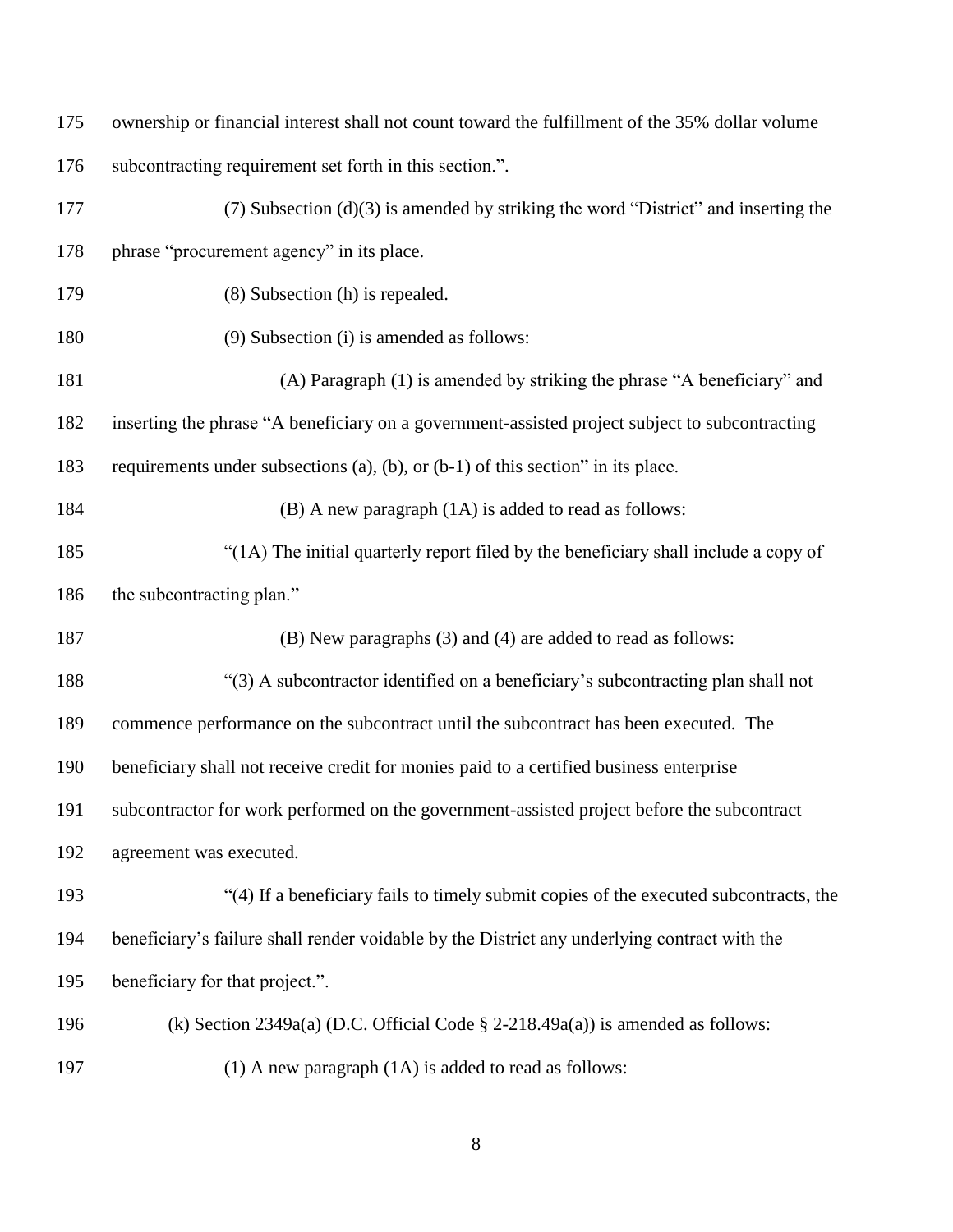ownership or financial interest shall not count toward the fulfillment of the 35% dollar volume subcontracting requirement set forth in this section.".

(7) Subsection (d)(3) is amended by striking the word "District" and inserting the phrase "procurement agency" in its place.

(8) Subsection (h) is repealed.

(9) Subsection (i) is amended as follows:

(A) Paragraph (1) is amended by striking the phrase "A beneficiary" and inserting the phrase "A beneficiary on a government-assisted project subject to subcontracting requirements under subsections (a), (b), or (b-1) of this section" in its place.

(B) A new paragraph (1A) is added to read as follows:

"(1A) The initial quarterly report filed by the beneficiary shall include a copy of the subcontracting plan."

(B) New paragraphs (3) and (4) are added to read as follows:

"(3) A subcontractor identified on a beneficiary's subcontracting plan shall not commence performance on the subcontract until the subcontract has been executed. The beneficiary shall not receive credit for monies paid to a certified business enterprise subcontractor for work performed on the government-assisted project before the subcontract agreement was executed.

"(4) If a beneficiary fails to timely submit copies of the executed subcontracts, the beneficiary's failure shall render voidable by the District any underlying contract with the beneficiary for that project.".

(k) Section 2349a(a) (D.C. Official Code § 2-218.49a(a)) is amended as follows:

(1) A new paragraph (1A) is added to read as follows: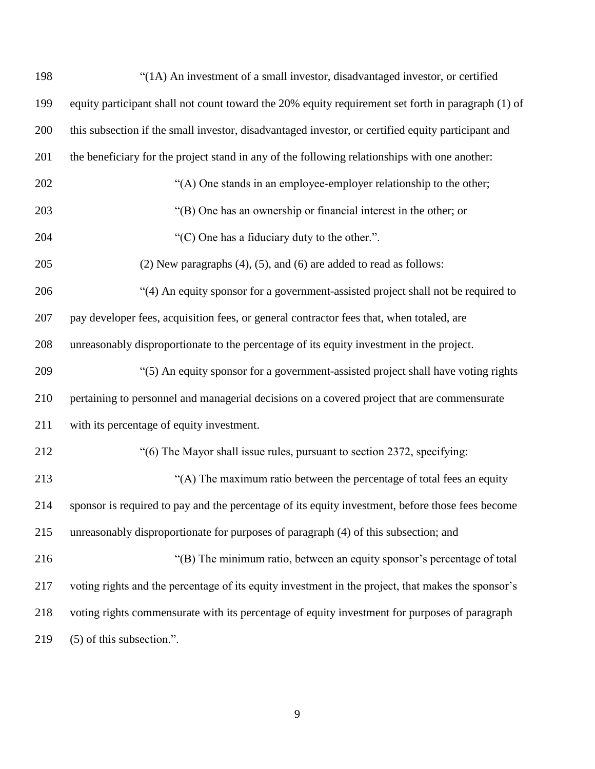"(1A) An investment of a small investor, disadvantaged investor, or certified equity participant shall not count toward the 20% equity requirement set forth in paragraph (1) of this subsection if the small investor, disadvantaged investor, or certified equity participant and the beneficiary for the project stand in any of the following relationships with one another:

"(A) One stands in an employee-employer relationship to the other;

"(B) One has an ownership or financial interest in the other; or

"(C) One has a fiduciary duty to the other.".

(2) New paragraphs (4), (5), and (6) are added to read as follows:

"(4) An equity sponsor for a government-assisted project shall not be required to pay developer fees, acquisition fees, or general contractor fees that, when totaled, are unreasonably disproportionate to the percentage of its equity investment in the project.

"(5) An equity sponsor for a government-assisted project shall have voting rights pertaining to personnel and managerial decisions on a covered project that are commensurate with its percentage of equity investment.

"(6) The Mayor shall issue rules, pursuant to section 2372, specifying:

"(A) The maximum ratio between the percentage of total fees an equity sponsor is required to pay and the percentage of its equity investment, before those fees become unreasonably disproportionate for purposes of paragraph (4) of this subsection; and

"(B) The minimum ratio, between an equity sponsor's percentage of total voting rights and the percentage of its equity investment in the project, that makes the sponsor's voting rights commensurate with its percentage of equity investment for purposes of paragraph (5) of this subsection.".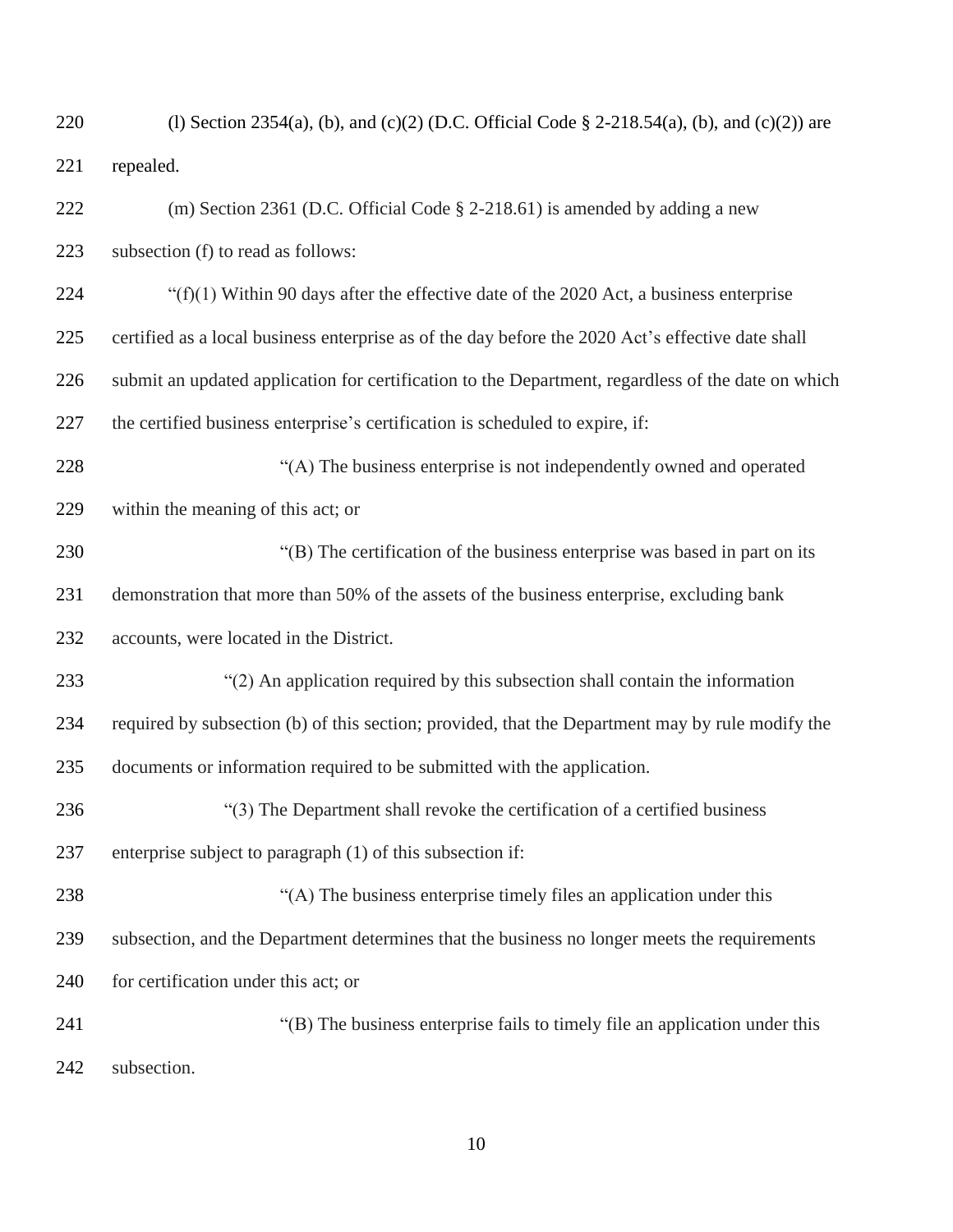(l) Section 2354(a), (b), and (c)(2) (D.C. Official Code § 2-218.54(a), (b), and (c)(2)) are repealed.

(m) Section 2361 (D.C. Official Code § 2-218.61) is amended by adding a new subsection (f) to read as follows:

"(f)(1) Within 90 days after the effective date of the 2020 Act, a business enterprise certified as a local business enterprise as of the day before the 2020 Act's effective date shall submit an updated application for certification to the Department, regardless of the date on which the certified business enterprise's certification is scheduled to expire, if:

"(A) The business enterprise is not independently owned and operated within the meaning of this act; or

"(B) The certification of the business enterprise was based in part on its demonstration that more than 50% of the assets of the business enterprise, excluding bank accounts, were located in the District.

"(2) An application required by this subsection shall contain the information required by subsection (b) of this section; provided, that the Department may by rule modify the documents or information required to be submitted with the application.

"(3) The Department shall revoke the certification of a certified business enterprise subject to paragraph (1) of this subsection if:

"(A) The business enterprise timely files an application under this subsection, and the Department determines that the business no longer meets the requirements for certification under this act; or

"(B) The business enterprise fails to timely file an application under this subsection.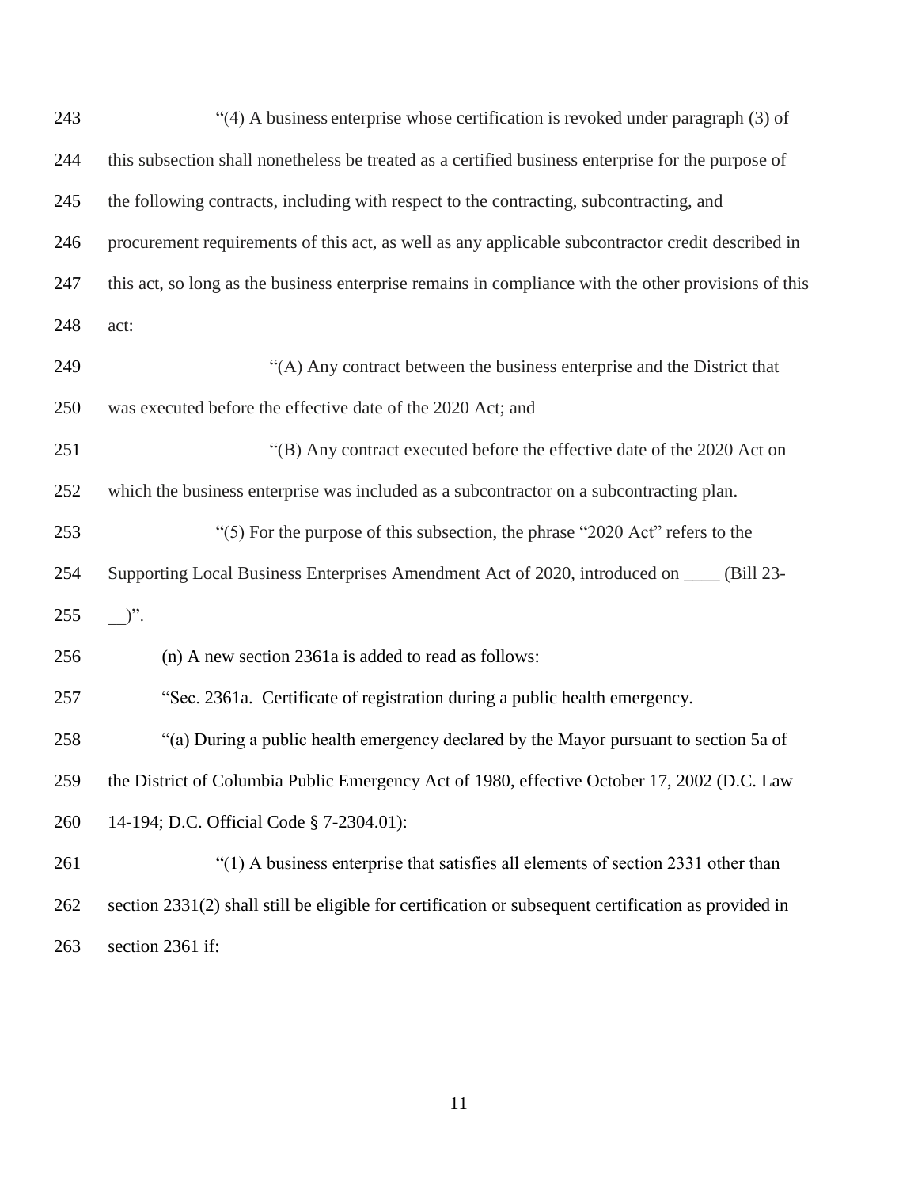"(4) A business enterprise whose certification is revoked under paragraph (3) of this subsection shall nonetheless be treated as a certified business enterprise for the purpose of the following contracts, including with respect to the contracting, subcontracting, and procurement requirements of this act, as well as any applicable subcontractor credit described in this act, so long as the business enterprise remains in compliance with the other provisions of this act:

"(A) Any contract between the business enterprise and the District that was executed before the effective date of the 2020 Act; and

"(B) Any contract executed before the effective date of the 2020 Act on which the business enterprise was included as a subcontractor on a subcontracting plan.

"(5) For the purpose of this subsection, the phrase "2020 Act" refers to the Supporting Local Business Enterprises Amendment Act of 2020, introduced on ____ (Bill 23-__)".

(n) A new section 2361a is added to read as follows:

"Sec. 2361a. Certificate of registration during a public health emergency.

"(a) During a public health emergency declared by the Mayor pursuant to section 5a of the District of Columbia Public Emergency Act of 1980, effective October 17, 2002 (D.C. Law 14-194; D.C. Official Code § 7-2304.01):

"(1) A business enterprise that satisfies all elements of section 2331 other than section 2331(2) shall still be eligible for certification or subsequent certification as provided in section 2361 if: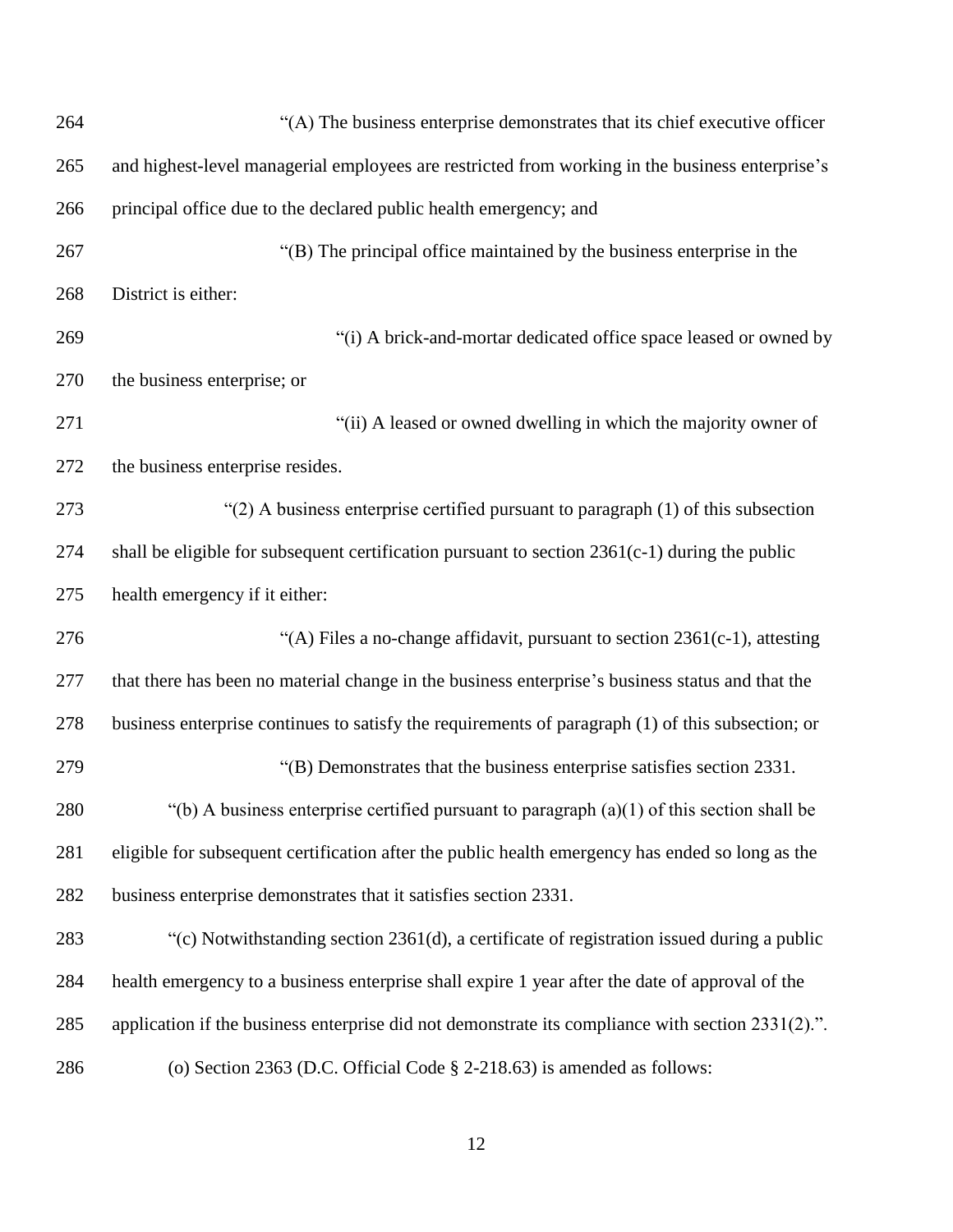"(A) The business enterprise demonstrates that its chief executive officer and highest-level managerial employees are restricted from working in the business enterprise's principal office due to the declared public health emergency; and

"(B) The principal office maintained by the business enterprise in the District is either:

"(i) A brick-and-mortar dedicated office space leased or owned by the business enterprise; or

"(ii) A leased or owned dwelling in which the majority owner of the business enterprise resides.

"(2) A business enterprise certified pursuant to paragraph (1) of this subsection shall be eligible for subsequent certification pursuant to section 2361(c-1) during the public health emergency if it either:

"(A) Files a no-change affidavit, pursuant to section 2361(c-1), attesting that there has been no material change in the business enterprise's business status and that the business enterprise continues to satisfy the requirements of paragraph (1) of this subsection; or

"(B) Demonstrates that the business enterprise satisfies section 2331.

"(b) A business enterprise certified pursuant to paragraph (a)(1) of this section shall be eligible for subsequent certification after the public health emergency has ended so long as the business enterprise demonstrates that it satisfies section 2331.

"(c) Notwithstanding section 2361(d), a certificate of registration issued during a public health emergency to a business enterprise shall expire 1 year after the date of approval of the application if the business enterprise did not demonstrate its compliance with section 2331(2).".

(o) Section 2363 (D.C. Official Code § 2-218.63) is amended as follows: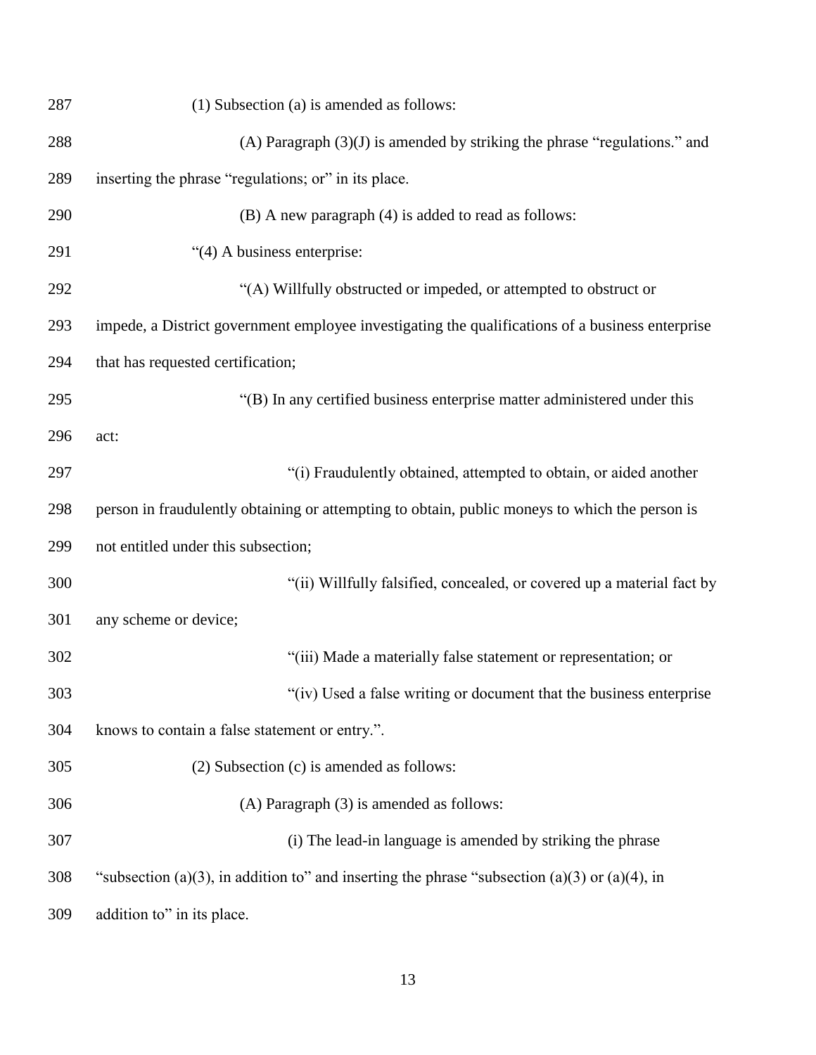(1) Subsection (a) is amended as follows:

(A) Paragraph (3)(J) is amended by striking the phrase "regulations." and inserting the phrase "regulations; or" in its place.

(B) A new paragraph (4) is added to read as follows:

"(4) A business enterprise:

"(A) Willfully obstructed or impeded, or attempted to obstruct or impede, a District government employee investigating the qualifications of a business enterprise that has requested certification;

"(B) In any certified business enterprise matter administered under this act:

"(i) Fraudulently obtained, attempted to obtain, or aided another person in fraudulently obtaining or attempting to obtain, public moneys to which the person is not entitled under this subsection;

"(ii) Willfully falsified, concealed, or covered up a material fact by any scheme or device;

"(iii) Made a materially false statement or representation; or

"(iv) Used a false writing or document that the business enterprise knows to contain a false statement or entry.".

(2) Subsection (c) is amended as follows:

(A) Paragraph (3) is amended as follows:

(i) The lead-in language is amended by striking the phrase "subsection (a)(3), in addition to" and inserting the phrase "subsection (a)(3) or (a)(4), in addition to" in its place.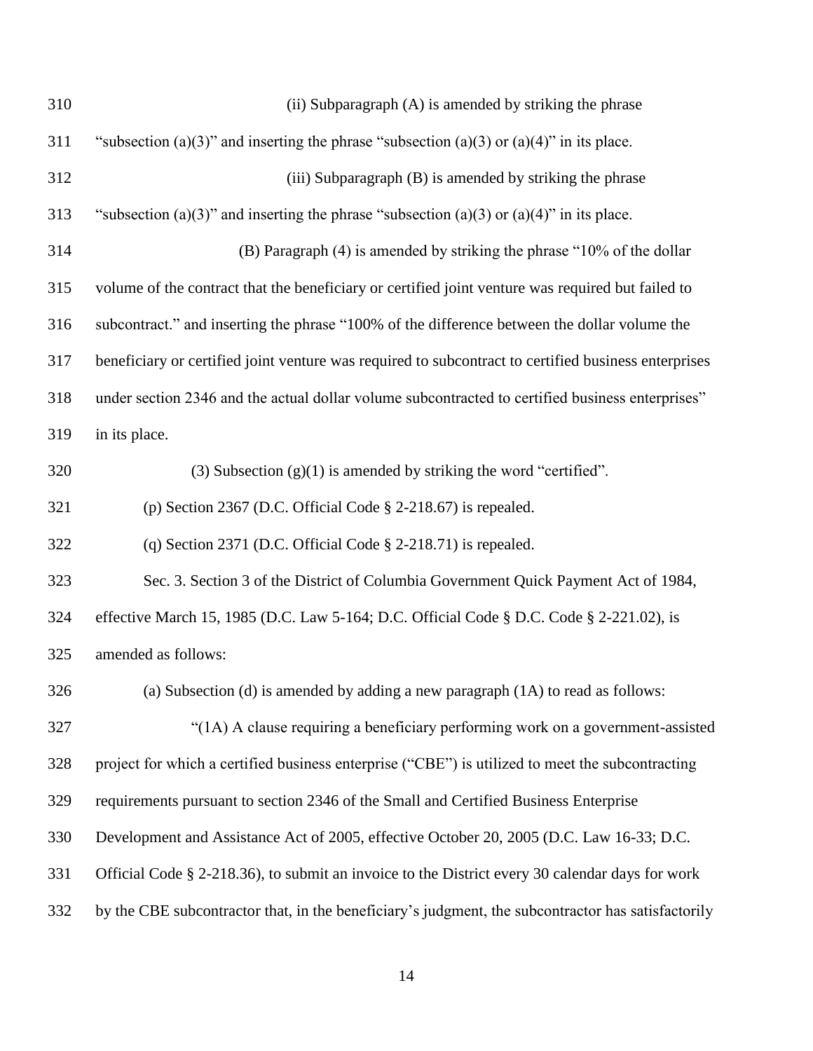(ii) Subparagraph (A) is amended by striking the phrase "subsection (a)(3)" and inserting the phrase "subsection (a)(3) or (a)(4)" in its place.

(iii) Subparagraph (B) is amended by striking the phrase "subsection (a)(3)" and inserting the phrase "subsection (a)(3) or (a)(4)" in its place.

(B) Paragraph (4) is amended by striking the phrase "10% of the dollar volume of the contract that the beneficiary or certified joint venture was required but failed to subcontract." and inserting the phrase "100% of the difference between the dollar volume the beneficiary or certified joint venture was required to subcontract to certified business enterprises under section 2346 and the actual dollar volume subcontracted to certified business enterprises" in its place.

(3) Subsection (g)(1) is amended by striking the word "certified".

(p) Section 2367 (D.C. Official Code § 2-218.67) is repealed.

(q) Section 2371 (D.C. Official Code § 2-218.71) is repealed.

Sec. 3. Section 3 of the District of Columbia Government Quick Payment Act of 1984, effective March 15, 1985 (D.C. Law 5-164; D.C. Official Code § D.C. Code § 2-221.02), is amended as follows:

(a) Subsection (d) is amended by adding a new paragraph (1A) to read as follows:

"(1A) A clause requiring a beneficiary performing work on a government-assisted project for which a certified business enterprise ("CBE") is utilized to meet the subcontracting requirements pursuant to section 2346 of the Small and Certified Business Enterprise Development and Assistance Act of 2005, effective October 20, 2005 (D.C. Law 16-33; D.C. Official Code § 2-218.36), to submit an invoice to the District every 30 calendar days for work by the CBE subcontractor that, in the beneficiary's judgment, the subcontractor has satisfactorily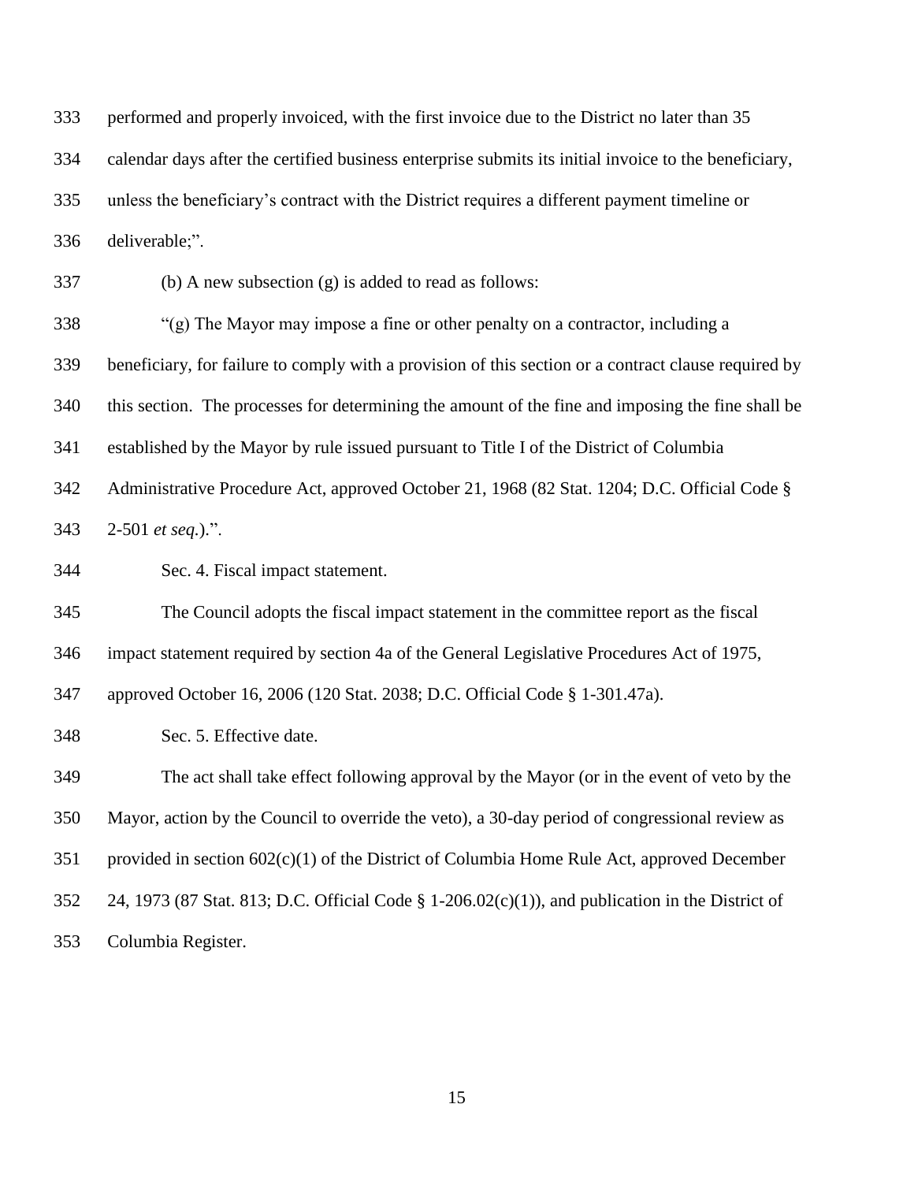performed and properly invoiced, with the first invoice due to the District no later than 35 calendar days after the certified business enterprise submits its initial invoice to the beneficiary, unless the beneficiary's contract with the District requires a different payment timeline or deliverable;".

(b) A new subsection (g) is added to read as follows:

"(g) The Mayor may impose a fine or other penalty on a contractor, including a beneficiary, for failure to comply with a provision of this section or a contract clause required by this section. The processes for determining the amount of the fine and imposing the fine shall be established by the Mayor by rule issued pursuant to Title I of the District of Columbia Administrative Procedure Act, approved October 21, 1968 (82 Stat. 1204; D.C. Official Code § 2-501 *et seq.*).".

Sec. 4. Fiscal impact statement.

The Council adopts the fiscal impact statement in the committee report as the fiscal impact statement required by section 4a of the General Legislative Procedures Act of 1975, approved October 16, 2006 (120 Stat. 2038; D.C. Official Code § 1-301.47a).

Sec. 5. Effective date.

The act shall take effect following approval by the Mayor (or in the event of veto by the Mayor, action by the Council to override the veto), a 30-day period of congressional review as provided in section 602(c)(1) of the District of Columbia Home Rule Act, approved December 24, 1973 (87 Stat. 813; D.C. Official Code § 1-206.02(c)(1)), and publication in the District of Columbia Register.